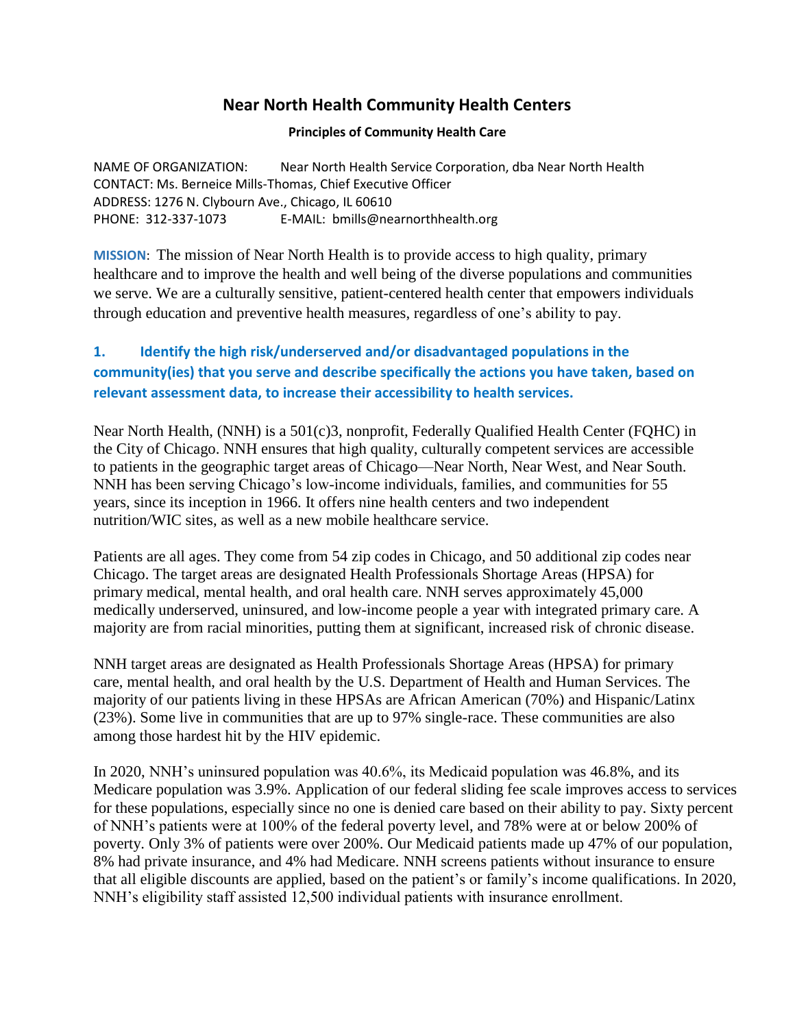# Near North Health Community Health Centers

**Principles of Community Health Care**

NAME OF ORGANIZATION: Near North Health Service Corporation, dba Near North Health
CONTACT: Ms. Berneice Mills-Thomas, Chief Executive Officer
ADDRESS: 1276 N. Clybourn Ave., Chicago, IL 60610
PHONE: 312-337-1073 E-MAIL: bmills@nearnorthhealth.org

**MISSION**: The mission of Near North Health is to provide access to high quality, primary healthcare and to improve the health and well being of the diverse populations and communities we serve. We are a culturally sensitive, patient-centered health center that empowers individuals through education and preventive health measures, regardless of one's ability to pay.

## 1. Identify the high risk/underserved and/or disadvantaged populations in the community(ies) that you serve and describe specifically the actions you have taken, based on relevant assessment data, to increase their accessibility to health services.

Near North Health, (NNH) is a 501(c)3, nonprofit, Federally Qualified Health Center (FQHC) in the City of Chicago. NNH ensures that high quality, culturally competent services are accessible to patients in the geographic target areas of Chicago—Near North, Near West, and Near South. NNH has been serving Chicago's low-income individuals, families, and communities for 55 years, since its inception in 1966. It offers nine health centers and two independent nutrition/WIC sites, as well as a new mobile healthcare service.

Patients are all ages. They come from 54 zip codes in Chicago, and 50 additional zip codes near Chicago. The target areas are designated Health Professionals Shortage Areas (HPSA) for primary medical, mental health, and oral health care. NNH serves approximately 45,000 medically underserved, uninsured, and low-income people a year with integrated primary care. A majority are from racial minorities, putting them at significant, increased risk of chronic disease.

NNH target areas are designated as Health Professionals Shortage Areas (HPSA) for primary care, mental health, and oral health by the U.S. Department of Health and Human Services. The majority of our patients living in these HPSAs are African American (70%) and Hispanic/Latinx (23%). Some live in communities that are up to 97% single-race. These communities are also among those hardest hit by the HIV epidemic.

In 2020, NNH's uninsured population was 40.6%, its Medicaid population was 46.8%, and its Medicare population was 3.9%. Application of our federal sliding fee scale improves access to services for these populations, especially since no one is denied care based on their ability to pay. Sixty percent of NNH's patients were at 100% of the federal poverty level, and 78% were at or below 200% of poverty. Only 3% of patients were over 200%. Our Medicaid patients made up 47% of our population, 8% had private insurance, and 4% had Medicare. NNH screens patients without insurance to ensure that all eligible discounts are applied, based on the patient's or family's income qualifications. In 2020, NNH's eligibility staff assisted 12,500 individual patients with insurance enrollment.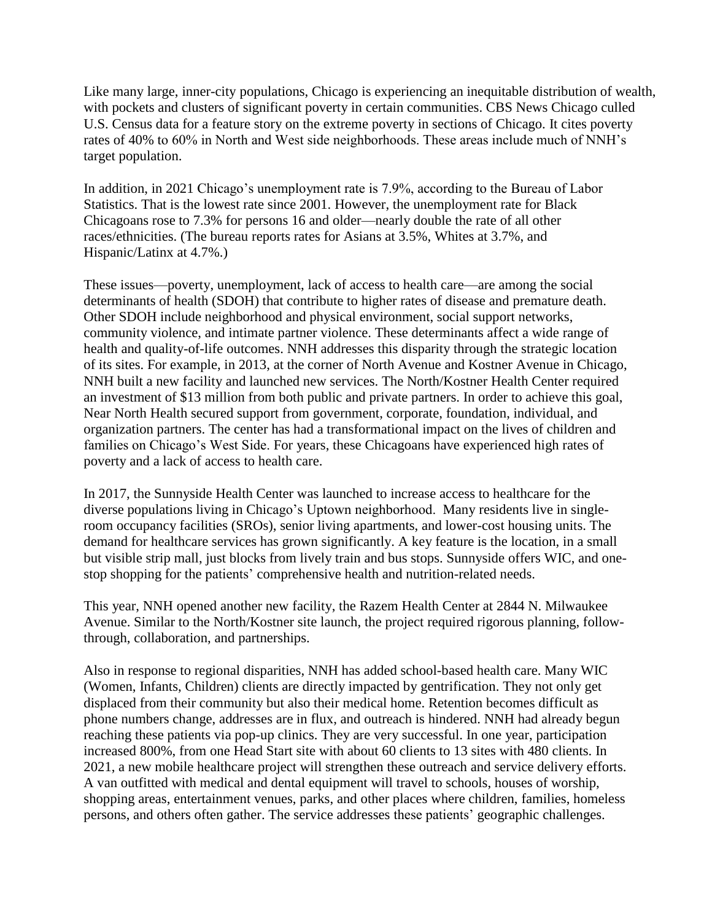Like many large, inner-city populations, Chicago is experiencing an inequitable distribution of wealth, with pockets and clusters of significant poverty in certain communities. CBS News Chicago culled U.S. Census data for a feature story on the extreme poverty in sections of Chicago. It cites poverty rates of 40% to 60% in North and West side neighborhoods. These areas include much of NNH's target population.

In addition, in 2021 Chicago's unemployment rate is 7.9%, according to the Bureau of Labor Statistics. That is the lowest rate since 2001. However, the unemployment rate for Black Chicagoans rose to 7.3% for persons 16 and older—nearly double the rate of all other races/ethnicities. (The bureau reports rates for Asians at 3.5%, Whites at 3.7%, and Hispanic/Latinx at 4.7%.)

These issues—poverty, unemployment, lack of access to health care—are among the social determinants of health (SDOH) that contribute to higher rates of disease and premature death. Other SDOH include neighborhood and physical environment, social support networks, community violence, and intimate partner violence. These determinants affect a wide range of health and quality-of-life outcomes. NNH addresses this disparity through the strategic location of its sites. For example, in 2013, at the corner of North Avenue and Kostner Avenue in Chicago, NNH built a new facility and launched new services. The North/Kostner Health Center required an investment of $13 million from both public and private partners. In order to achieve this goal, Near North Health secured support from government, corporate, foundation, individual, and organization partners. The center has had a transformational impact on the lives of children and families on Chicago's West Side. For years, these Chicagoans have experienced high rates of poverty and a lack of access to health care.

In 2017, the Sunnyside Health Center was launched to increase access to healthcare for the diverse populations living in Chicago's Uptown neighborhood. Many residents live in single-room occupancy facilities (SROs), senior living apartments, and lower-cost housing units. The demand for healthcare services has grown significantly. A key feature is the location, in a small but visible strip mall, just blocks from lively train and bus stops. Sunnyside offers WIC, and one-stop shopping for the patients' comprehensive health and nutrition-related needs.

This year, NNH opened another new facility, the Razem Health Center at 2844 N. Milwaukee Avenue. Similar to the North/Kostner site launch, the project required rigorous planning, follow-through, collaboration, and partnerships.

Also in response to regional disparities, NNH has added school-based health care. Many WIC (Women, Infants, Children) clients are directly impacted by gentrification. They not only get displaced from their community but also their medical home. Retention becomes difficult as phone numbers change, addresses are in flux, and outreach is hindered. NNH had already begun reaching these patients via pop-up clinics. They are very successful. In one year, participation increased 800%, from one Head Start site with about 60 clients to 13 sites with 480 clients. In 2021, a new mobile healthcare project will strengthen these outreach and service delivery efforts. A van outfitted with medical and dental equipment will travel to schools, houses of worship, shopping areas, entertainment venues, parks, and other places where children, families, homeless persons, and others often gather. The service addresses these patients' geographic challenges.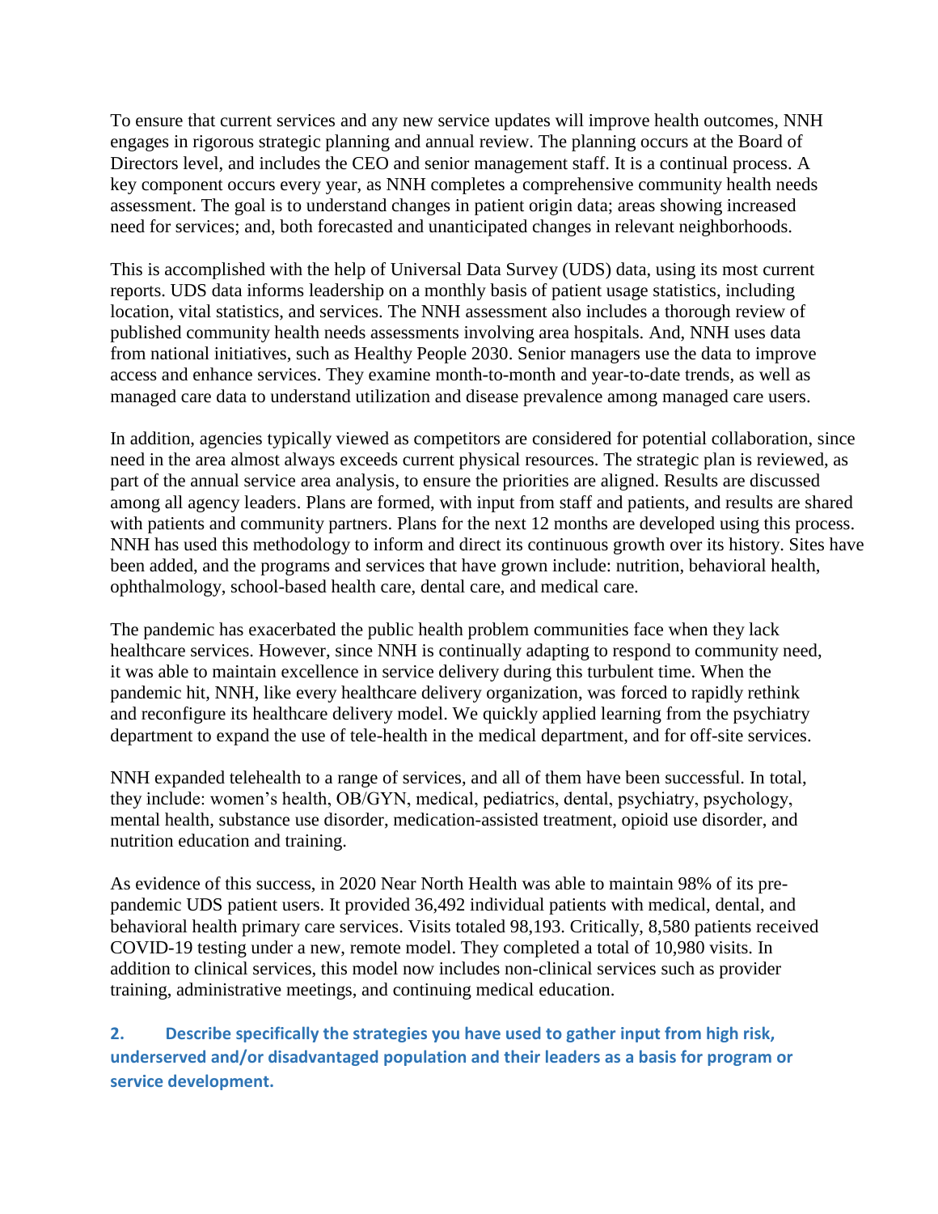To ensure that current services and any new service updates will improve health outcomes, NNH engages in rigorous strategic planning and annual review. The planning occurs at the Board of Directors level, and includes the CEO and senior management staff. It is a continual process. A key component occurs every year, as NNH completes a comprehensive community health needs assessment. The goal is to understand changes in patient origin data; areas showing increased need for services; and, both forecasted and unanticipated changes in relevant neighborhoods.

This is accomplished with the help of Universal Data Survey (UDS) data, using its most current reports. UDS data informs leadership on a monthly basis of patient usage statistics, including location, vital statistics, and services. The NNH assessment also includes a thorough review of published community health needs assessments involving area hospitals. And, NNH uses data from national initiatives, such as Healthy People 2030. Senior managers use the data to improve access and enhance services. They examine month-to-month and year-to-date trends, as well as managed care data to understand utilization and disease prevalence among managed care users.

In addition, agencies typically viewed as competitors are considered for potential collaboration, since need in the area almost always exceeds current physical resources. The strategic plan is reviewed, as part of the annual service area analysis, to ensure the priorities are aligned. Results are discussed among all agency leaders. Plans are formed, with input from staff and patients, and results are shared with patients and community partners. Plans for the next 12 months are developed using this process. NNH has used this methodology to inform and direct its continuous growth over its history. Sites have been added, and the programs and services that have grown include: nutrition, behavioral health, ophthalmology, school-based health care, dental care, and medical care.

The pandemic has exacerbated the public health problem communities face when they lack healthcare services. However, since NNH is continually adapting to respond to community need, it was able to maintain excellence in service delivery during this turbulent time. When the pandemic hit, NNH, like every healthcare delivery organization, was forced to rapidly rethink and reconfigure its healthcare delivery model. We quickly applied learning from the psychiatry department to expand the use of tele-health in the medical department, and for off-site services.

NNH expanded telehealth to a range of services, and all of them have been successful. In total, they include: women's health, OB/GYN, medical, pediatrics, dental, psychiatry, psychology, mental health, substance use disorder, medication-assisted treatment, opioid use disorder, and nutrition education and training.

As evidence of this success, in 2020 Near North Health was able to maintain 98% of its pre-pandemic UDS patient users. It provided 36,492 individual patients with medical, dental, and behavioral health primary care services. Visits totaled 98,193. Critically, 8,580 patients received COVID-19 testing under a new, remote model. They completed a total of 10,980 visits. In addition to clinical services, this model now includes non-clinical services such as provider training, administrative meetings, and continuing medical education.

### 2. Describe specifically the strategies you have used to gather input from high risk, underserved and/or disadvantaged population and their leaders as a basis for program or service development.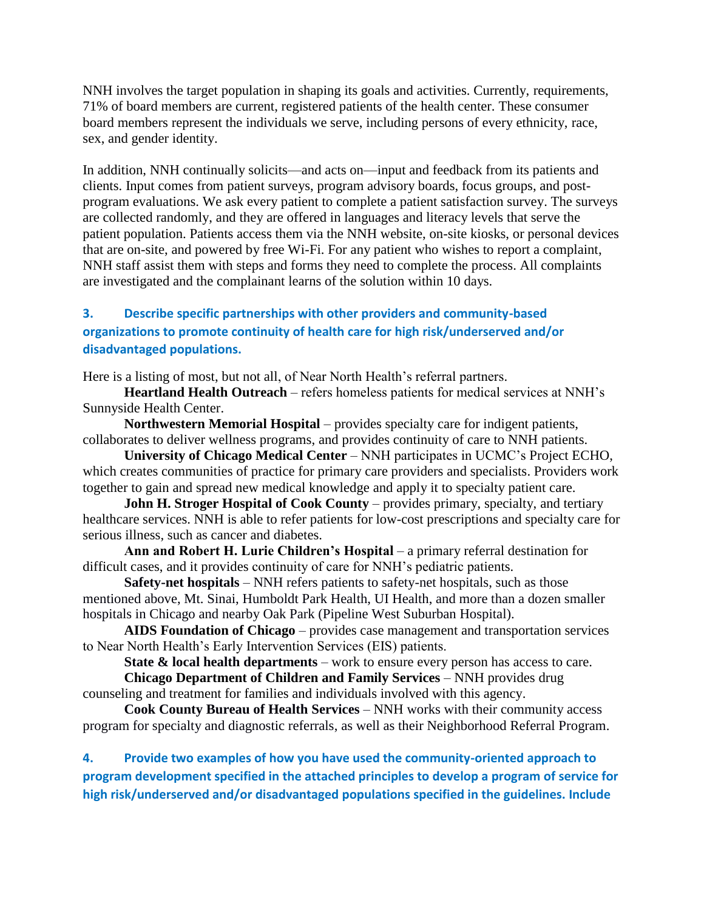NNH involves the target population in shaping its goals and activities. Currently, requirements, 71% of board members are current, registered patients of the health center. These consumer board members represent the individuals we serve, including persons of every ethnicity, race, sex, and gender identity.

In addition, NNH continually solicits—and acts on—input and feedback from its patients and clients. Input comes from patient surveys, program advisory boards, focus groups, and post-program evaluations. We ask every patient to complete a patient satisfaction survey. The surveys are collected randomly, and they are offered in languages and literacy levels that serve the patient population. Patients access them via the NNH website, on-site kiosks, or personal devices that are on-site, and powered by free Wi-Fi. For any patient who wishes to report a complaint, NNH staff assist them with steps and forms they need to complete the process. All complaints are investigated and the complainant learns of the solution within 10 days.

### 3. Describe specific partnerships with other providers and community-based organizations to promote continuity of health care for high risk/underserved and/or disadvantaged populations.

Here is a listing of most, but not all, of Near North Health's referral partners.

**Heartland Health Outreach** – refers homeless patients for medical services at NNH's Sunnyside Health Center.

**Northwestern Memorial Hospital** – provides specialty care for indigent patients, collaborates to deliver wellness programs, and provides continuity of care to NNH patients.

**University of Chicago Medical Center** – NNH participates in UCMC's Project ECHO, which creates communities of practice for primary care providers and specialists. Providers work together to gain and spread new medical knowledge and apply it to specialty patient care.

**John H. Stroger Hospital of Cook County** – provides primary, specialty, and tertiary healthcare services. NNH is able to refer patients for low-cost prescriptions and specialty care for serious illness, such as cancer and diabetes.

**Ann and Robert H. Lurie Children's Hospital** – a primary referral destination for difficult cases, and it provides continuity of care for NNH's pediatric patients.

**Safety-net hospitals** – NNH refers patients to safety-net hospitals, such as those mentioned above, Mt. Sinai, Humboldt Park Health, UI Health, and more than a dozen smaller hospitals in Chicago and nearby Oak Park (Pipeline West Suburban Hospital).

**AIDS Foundation of Chicago** – provides case management and transportation services to Near North Health's Early Intervention Services (EIS) patients.

**State & local health departments** – work to ensure every person has access to care.

**Chicago Department of Children and Family Services** – NNH provides drug counseling and treatment for families and individuals involved with this agency.

**Cook County Bureau of Health Services** – NNH works with their community access program for specialty and diagnostic referrals, as well as their Neighborhood Referral Program.

### 4. Provide two examples of how you have used the community-oriented approach to program development specified in the attached principles to develop a program of service for high risk/underserved and/or disadvantaged populations specified in the guidelines. Include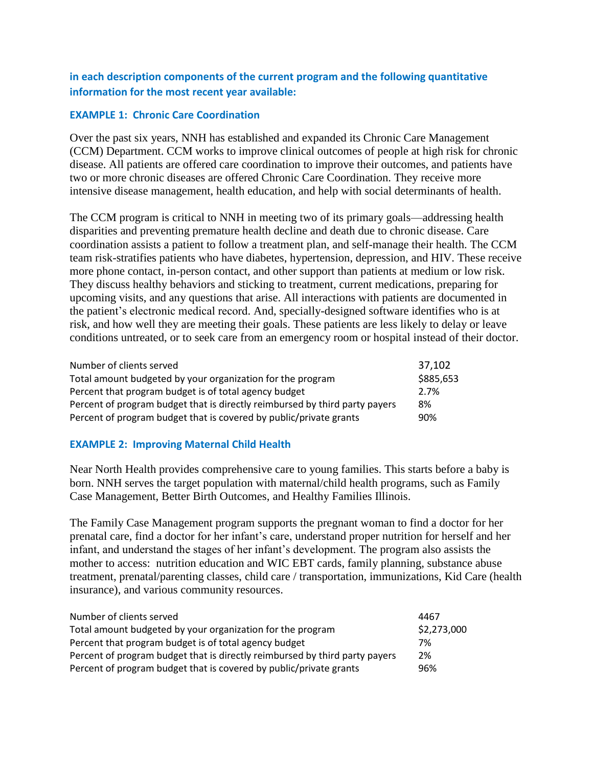**in each description components of the current program and the following quantitative information for the most recent year available:**

### EXAMPLE 1: Chronic Care Coordination

Over the past six years, NNH has established and expanded its Chronic Care Management (CCM) Department. CCM works to improve clinical outcomes of people at high risk for chronic disease. All patients are offered care coordination to improve their outcomes, and patients have two or more chronic diseases are offered Chronic Care Coordination. They receive more intensive disease management, health education, and help with social determinants of health.

The CCM program is critical to NNH in meeting two of its primary goals—addressing health disparities and preventing premature health decline and death due to chronic disease. Care coordination assists a patient to follow a treatment plan, and self-manage their health. The CCM team risk-stratifies patients who have diabetes, hypertension, depression, and HIV. These receive more phone contact, in-person contact, and other support than patients at medium or low risk. They discuss healthy behaviors and sticking to treatment, current medications, preparing for upcoming visits, and any questions that arise. All interactions with patients are documented in the patient's electronic medical record. And, specially-designed software identifies who is at risk, and how well they are meeting their goals. These patients are less likely to delay or leave conditions untreated, or to seek care from an emergency room or hospital instead of their doctor.

| | |
|---|---|
| Number of clients served | 37,102 |
| Total amount budgeted by your organization for the program | $885,653 |
| Percent that program budget is of total agency budget | 2.7% |
| Percent of program budget that is directly reimbursed by third party payers | 8% |
| Percent of program budget that is covered by public/private grants | 90% |

### EXAMPLE 2: Improving Maternal Child Health

Near North Health provides comprehensive care to young families. This starts before a baby is born. NNH serves the target population with maternal/child health programs, such as Family Case Management, Better Birth Outcomes, and Healthy Families Illinois.

The Family Case Management program supports the pregnant woman to find a doctor for her prenatal care, find a doctor for her infant's care, understand proper nutrition for herself and her infant, and understand the stages of her infant's development. The program also assists the mother to access: nutrition education and WIC EBT cards, family planning, substance abuse treatment, prenatal/parenting classes, child care / transportation, immunizations, Kid Care (health insurance), and various community resources.

| | |
|---|---|
| Number of clients served | 4467 |
| Total amount budgeted by your organization for the program | $2,273,000 |
| Percent that program budget is of total agency budget | 7% |
| Percent of program budget that is directly reimbursed by third party payers | 2% |
| Percent of program budget that is covered by public/private grants | 96% |